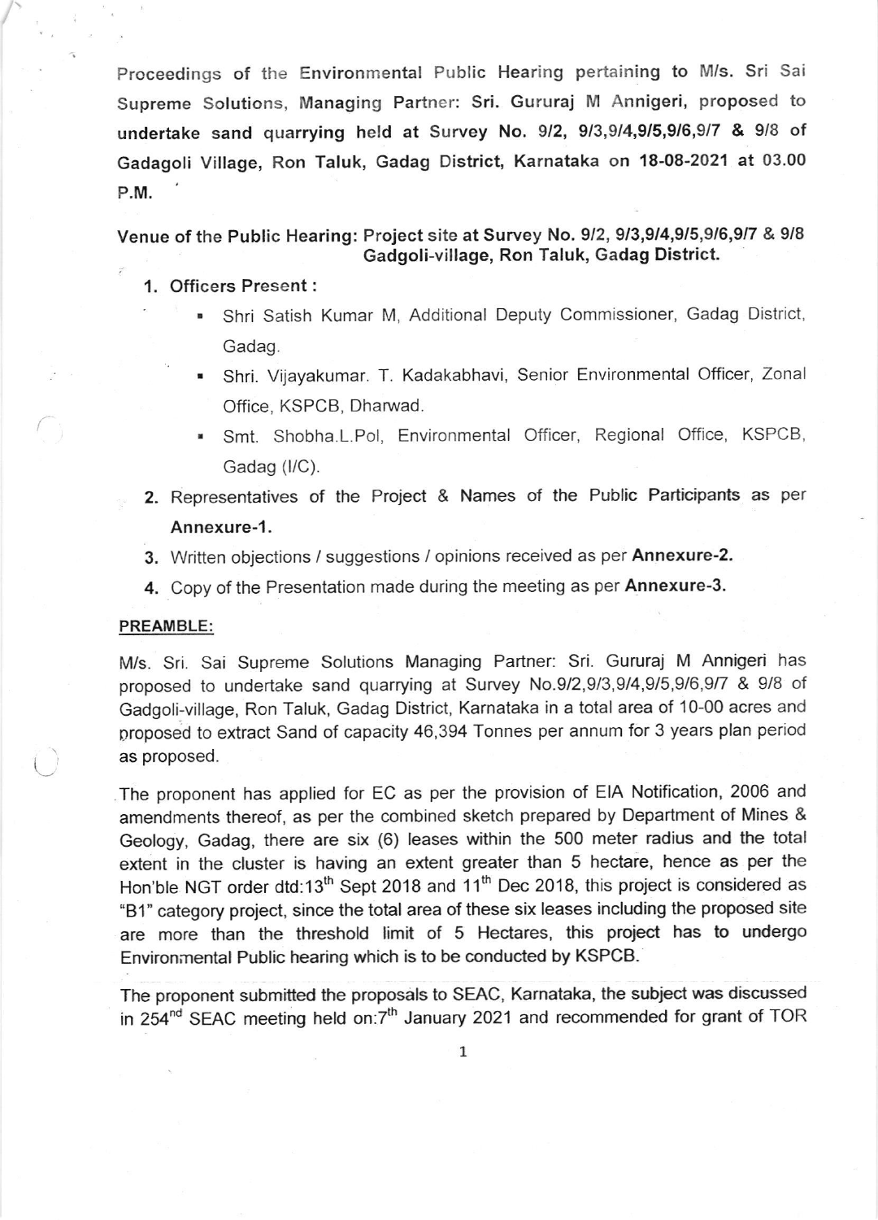**Proceedings of the Environmental Public Hearing pertaining to M/s. Sri Sai Supreme Solutions, Managing Partner: Sri. Gururaj M Annigeri, proposed to undertake sand quarrying held at Survey No. 9/2, 9/3,9/4,9/5,9/6,9/7 & 9/8 of Gadagoli Village, Ron Taluk, Gadag District, Karnataka on 18-08-2021 at 03.00 P.M.**

**Venue of the Public Hearing: Project site at Survey No. 9/2, 9/3,9/4,9/5,9/6,9/7 & 9/8 Gadgoli-village, Ron Taluk, Gadag District.**

1. **Officers Present :**
   - Shri Satish Kumar M, Additional Deputy Commissioner, Gadag District, Gadag.
   - Shri. Vijayakumar. T. Kadakabhavi, Senior Environmental Officer, Zonal Office, KSPCB, Dharwad.
   - Smt. Shobha.L.Pol, Environmental Officer, Regional Office, KSPCB, Gadag (I/C).
2. Representatives of the Project & Names of the Public Participants as per **Annexure-1.**
3. Written objections / suggestions / opinions received as per **Annexure-2.**
4. Copy of the Presentation made during the meeting as per **Annexure-3.**

**PREAMBLE:**

M/s. Sri. Sai Supreme Solutions Managing Partner: Sri. Gururaj M Annigeri has proposed to undertake sand quarrying at Survey No.9/2,9/3,9/4,9/5,9/6,9/7 & 9/8 of Gadgoli-village, Ron Taluk, Gadag District, Karnataka in a total area of 10-00 acres and proposed to extract Sand of capacity 46,394 Tonnes per annum for 3 years plan period as proposed.

The proponent has applied for EC as per the provision of EIA Notification, 2006 and amendments thereof, as per the combined sketch prepared by Department of Mines & Geology, Gadag, there are six (6) leases within the 500 meter radius and the total extent in the cluster is having an extent greater than 5 hectare, hence as per the Hon'ble NGT order dtd:13th Sept 2018 and 11th Dec 2018, this project is considered as "B1" category project, since the total area of these six leases including the proposed site are more than the threshold limit of 5 Hectares, this project has to undergo Environmental Public hearing which is to be conducted by KSPCB.

The proponent submitted the proposals to SEAC, Karnataka, the subject was discussed in 254nd SEAC meeting held on:7th January 2021 and recommended for grant of TOR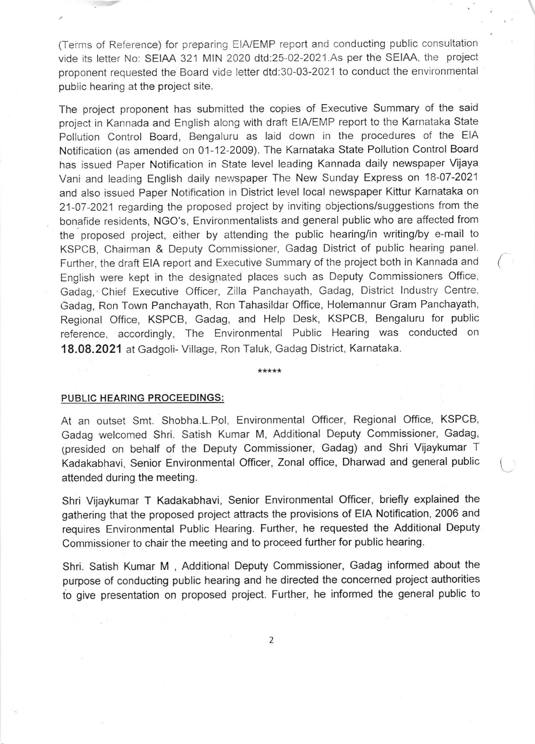(Terms of Reference) for preparing EIA/EMP report and conducting public consultation vide its letter No: SEIAA 321 MIN 2020 dtd:25-02-2021.As per the SEIAA, the project proponent requested the Board vide letter dtd:30-03-2021 to conduct the environmental public hearing at the project site.

The project proponent has submitted the copies of Executive Summary of the said project in Kannada and English along with draft EIA/EMP report to the Karnataka State Pollution Control Board, Bengaluru as laid down in the procedures of the EIA Notification (as amended on 01-12-2009). The Karnataka State Pollution Control Board has issued Paper Notification in State level leading Kannada daily newspaper Vijaya Vani and leading English daily newspaper The New Sunday Express on 18-07-2021 and also issued Paper Notification in District level local newspaper Kittur Karnataka on 21-07-2021 regarding the proposed project by inviting objections/suggestions from the bonafide residents, NGO's, Environmentalists and general public who are affected from the proposed project, either by attending the public hearing/in writing/by e-mail to KSPCB, Chairman & Deputy Commissioner, Gadag District of public hearing panel. Further, the draft EIA report and Executive Summary of the project both in Kannada and English were kept in the designated places such as Deputy Commissioners Office, Gadag, Chief Executive Officer, Zilla Panchayath, Gadag, District Industry Centre, Gadag, Ron Town Panchayath, Ron Tahasildar Office, Holemannur Gram Panchayath, Regional Office, KSPCB, Gadag, and Help Desk, KSPCB, Bengaluru for public reference, accordingly, The Environmental Public Hearing was conducted on **18.08.2021** at Gadgoli- Village, Ron Taluk, Gadag District, Karnataka.

*****

**PUBLIC HEARING PROCEEDINGS:**

At an outset Smt. Shobha.L.Pol, Environmental Officer, Regional Office, KSPCB, Gadag welcomed Shri. Satish Kumar M, Additional Deputy Commissioner, Gadag, (presided on behalf of the Deputy Commissioner, Gadag) and Shri Vijaykumar T Kadakabhavi, Senior Environmental Officer, Zonal office, Dharwad and general public attended during the meeting.

Shri Vijaykumar T Kadakabhavi, Senior Environmental Officer, briefly explained the gathering that the proposed project attracts the provisions of EIA Notification, 2006 and requires Environmental Public Hearing. Further, he requested the Additional Deputy Commissioner to chair the meeting and to proceed further for public hearing.

Shri. Satish Kumar M , Additional Deputy Commissioner, Gadag informed about the purpose of conducting public hearing and he directed the concerned project authorities to give presentation on proposed project. Further, he informed the general public to